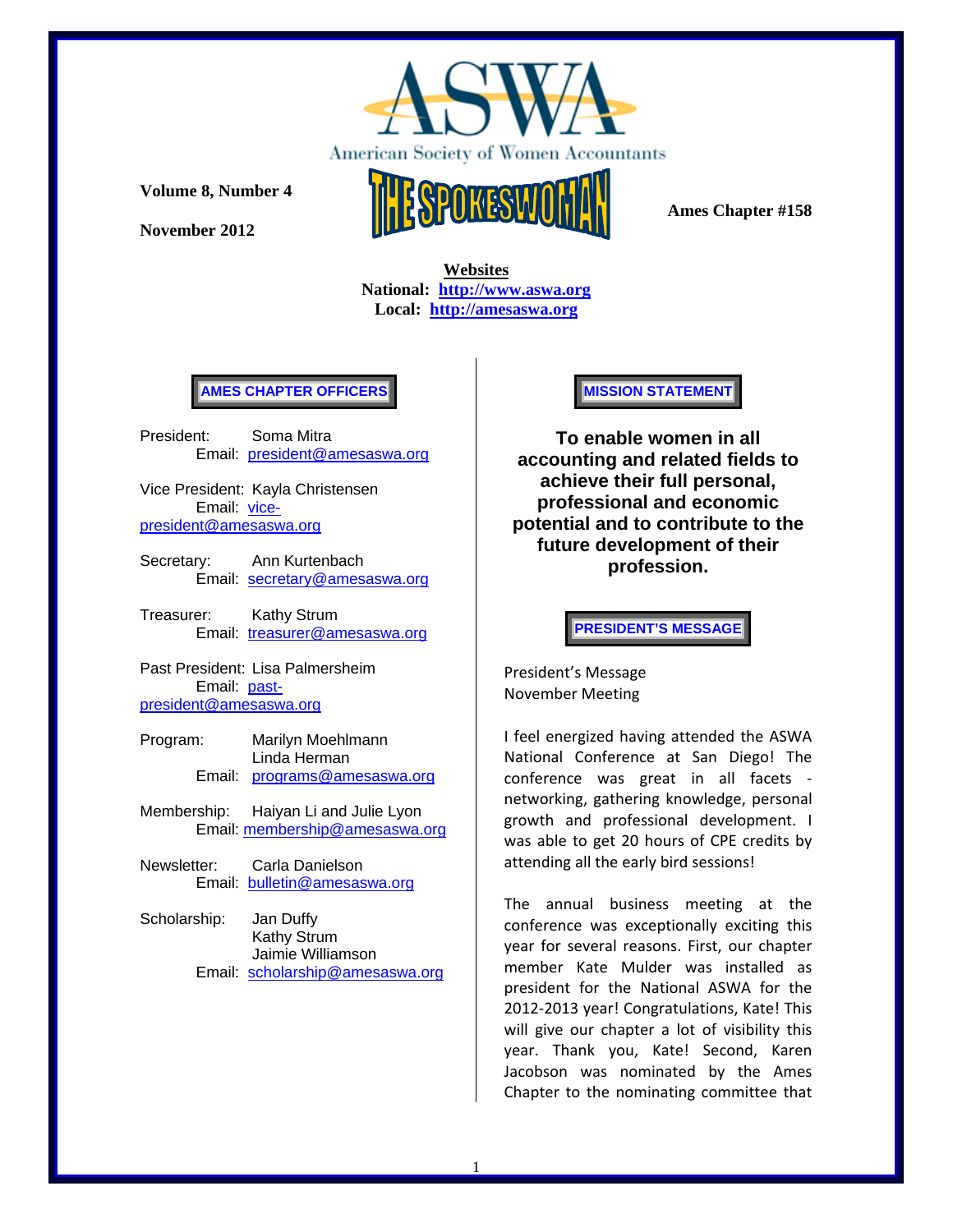# ASWA

American Society of Women Accountants

**Volume 8, Number 4**

**November 2012**

# THE SPOKESWOMAN

**Ames Chapter #158**

**Websites**
**National: http://www.aswa.org**
**Local: http://amesaswa.org**

## AMES CHAPTER OFFICERS

President: Soma Mitra
Email: president@amesaswa.org

Vice President: Kayla Christensen
Email: vice-president@amesaswa.org

Secretary: Ann Kurtenbach
Email: secretary@amesaswa.org

Treasurer: Kathy Strum
Email: treasurer@amesaswa.org

Past President: Lisa Palmersheim
Email: past-president@amesaswa.org

Program: Marilyn Moehlmann
Linda Herman
Email: programs@amesaswa.org

Membership: Haiyan Li and Julie Lyon
Email: membership@amesaswa.org

Newsletter: Carla Danielson
Email: bulletin@amesaswa.org

Scholarship: Jan Duffy
Kathy Strum
Jaimie Williamson
Email: scholarship@amesaswa.org

## MISSION STATEMENT

**To enable women in all accounting and related fields to achieve their full personal, professional and economic potential and to contribute to the future development of their profession.**

## PRESIDENT'S MESSAGE

President's Message
November Meeting

I feel energized having attended the ASWA National Conference at San Diego! The conference was great in all facets - networking, gathering knowledge, personal growth and professional development. I was able to get 20 hours of CPE credits by attending all the early bird sessions!

The annual business meeting at the conference was exceptionally exciting this year for several reasons. First, our chapter member Kate Mulder was installed as president for the National ASWA for the 2012-2013 year! Congratulations, Kate! This will give our chapter a lot of visibility this year. Thank you, Kate! Second, Karen Jacobson was nominated by the Ames Chapter to the nominating committee that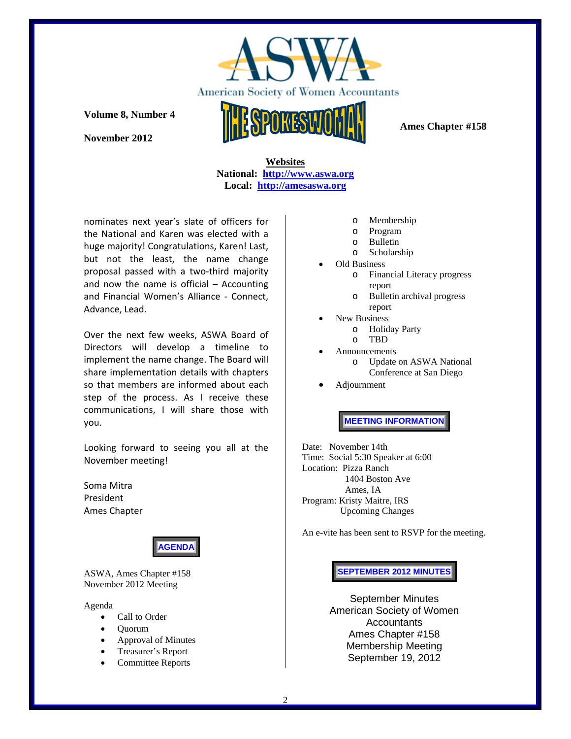**Volume 8, Number 4**

**November 2012**

American Society of Women Accountants

THE SPOKESWOMAN

**Ames Chapter #158**

**Websites**
**National: [http://www.aswa.org](http://www.aswa.org)**
**Local: [http://amesaswa.org](http://amesaswa.org)**

nominates next year's slate of officers for the National and Karen was elected with a huge majority! Congratulations, Karen! Last, but not the least, the name change proposal passed with a two-third majority and now the name is official – Accounting and Financial Women's Alliance - Connect, Advance, Lead.

Over the next few weeks, ASWA Board of Directors will develop a timeline to implement the name change. The Board will share implementation details with chapters so that members are informed about each step of the process. As I receive these communications, I will share those with you.

Looking forward to seeing you all at the November meeting!

Soma Mitra
President
Ames Chapter

## AGENDA

ASWA, Ames Chapter #158
November 2012 Meeting

Agenda

- Call to Order
- Quorum
- Approval of Minutes
- Treasurer's Report
- Committee Reports
  - Membership
  - Program
  - Bulletin
  - Scholarship
- Old Business
  - Financial Literacy progress report
  - Bulletin archival progress report
- New Business
  - Holiday Party
  - TBD
- Announcements
  - Update on ASWA National Conference at San Diego
- Adjournment

## MEETING INFORMATION

Date: November 14th
Time: Social 5:30 Speaker at 6:00
Location: Pizza Ranch
1404 Boston Ave
Ames, IA
Program: Kristy Maitre, IRS
Upcoming Changes

An e-vite has been sent to RSVP for the meeting.

## SEPTEMBER 2012 MINUTES

September Minutes
American Society of Women Accountants
Ames Chapter #158
Membership Meeting
September 19, 2012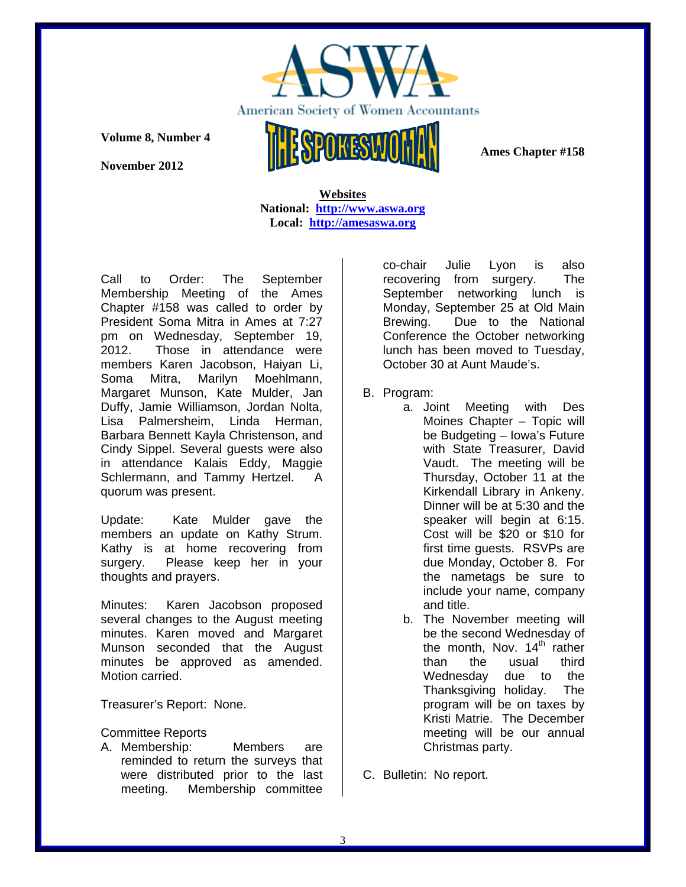Call to Order: The September Membership Meeting of the Ames Chapter #158 was called to order by President Soma Mitra in Ames at 7:27 pm on Wednesday, September 19, 2012. Those in attendance were members Karen Jacobson, Haiyan Li, Soma Mitra, Marilyn Moehlmann, Margaret Munson, Kate Mulder, Jan Duffy, Jamie Williamson, Jordan Nolta, Lisa Palmersheim, Linda Herman, Barbara Bennett Kayla Christenson, and Cindy Sippel. Several guests were also in attendance Kalais Eddy, Maggie Schlermann, and Tammy Hertzel. A quorum was present.

Update: Kate Mulder gave the members an update on Kathy Strum. Kathy is at home recovering from surgery. Please keep her in your thoughts and prayers.

Minutes: Karen Jacobson proposed several changes to the August meeting minutes. Karen moved and Margaret Munson seconded that the August minutes be approved as amended. Motion carried.

Treasurer's Report: None.

Committee Reports

A. Membership: Members are reminded to return the surveys that were distributed prior to the last meeting. Membership committee co-chair Julie Lyon is also recovering from surgery. The September networking lunch is Monday, September 25 at Old Main Brewing. Due to the National Conference the October networking lunch has been moved to Tuesday, October 30 at Aunt Maude's.

B. Program:
   a. Joint Meeting with Des Moines Chapter – Topic will be Budgeting – Iowa's Future with State Treasurer, David Vaudt. The meeting will be Thursday, October 11 at the Kirkendall Library in Ankeny. Dinner will be at 5:30 and the speaker will begin at 6:15. Cost will be $20 or $10 for first time guests. RSVPs are due Monday, October 8. For the nametags be sure to include your name, company and title.
   b. The November meeting will be the second Wednesday of the month, Nov. 14th rather than the usual third Wednesday due to the Thanksgiving holiday. The program will be on taxes by Kristi Matrie. The December meeting will be our annual Christmas party.

C. Bulletin: No report.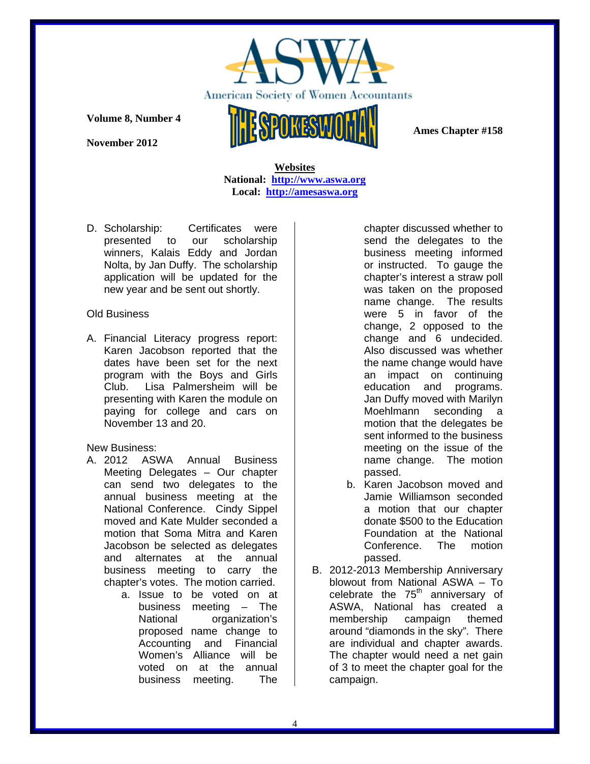D. Scholarship: Certificates were presented to our scholarship winners, Kalais Eddy and Jordan Nolta, by Jan Duffy. The scholarship application will be updated for the new year and be sent out shortly.

Old Business

A. Financial Literacy progress report: Karen Jacobson reported that the dates have been set for the next program with the Boys and Girls Club. Lisa Palmersheim will be presenting with Karen the module on paying for college and cars on November 13 and 20.

New Business:

A. 2012 ASWA Annual Business Meeting Delegates – Our chapter can send two delegates to the annual business meeting at the National Conference. Cindy Sippel moved and Kate Mulder seconded a motion that Soma Mitra and Karen Jacobson be selected as delegates and alternates at the annual business meeting to carry the chapter's votes. The motion carried.
   a. Issue to be voted on at business meeting – The National organization's proposed name change to Accounting and Financial Women's Alliance will be voted on at the annual business meeting. The chapter discussed whether to send the delegates to the business meeting informed or instructed. To gauge the chapter's interest a straw poll was taken on the proposed name change. The results were 5 in favor of the change, 2 opposed to the change and 6 undecided. Also discussed was whether the name change would have an impact on continuing education and programs. Jan Duffy moved with Marilyn Moehlmann seconding a motion that the delegates be sent informed to the business meeting on the issue of the name change. The motion passed.
   b. Karen Jacobson moved and Jamie Williamson seconded a motion that our chapter donate $500 to the Education Foundation at the National Conference. The motion passed.
B. 2012-2013 Membership Anniversary blowout from National ASWA – To celebrate the 75th anniversary of ASWA, National has created a membership campaign themed around "diamonds in the sky". There are individual and chapter awards. The chapter would need a net gain of 3 to meet the chapter goal for the campaign.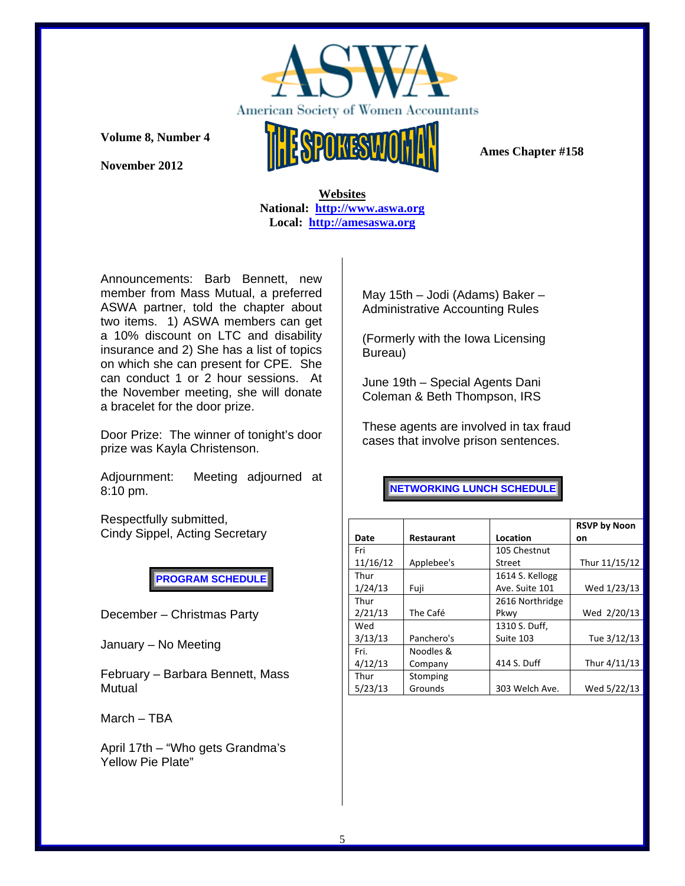# ASWA
American Society of Women Accountants

**Volume 8, Number 4**

**November 2012**

# THE SPOKESWOMAN

**Ames Chapter #158**

**Websites**
**National: [http://www.aswa.org](http://www.aswa.org)**
**Local: [http://amesaswa.org](http://amesaswa.org)**

Announcements: Barb Bennett, new member from Mass Mutual, a preferred ASWA partner, told the chapter about two items. 1) ASWA members can get a 10% discount on LTC and disability insurance and 2) She has a list of topics on which she can present for CPE. She can conduct 1 or 2 hour sessions. At the November meeting, she will donate a bracelet for the door prize.

Door Prize: The winner of tonight's door prize was Kayla Christenson.

Adjournment: Meeting adjourned at 8:10 pm.

Respectfully submitted,
Cindy Sippel, Acting Secretary

## PROGRAM SCHEDULE

December – Christmas Party

January – No Meeting

February – Barbara Bennett, Mass Mutual

March – TBA

April 17th – "Who gets Grandma's Yellow Pie Plate"

May 15th – Jodi (Adams) Baker – Administrative Accounting Rules

(Formerly with the Iowa Licensing Bureau)

June 19th – Special Agents Dani Coleman & Beth Thompson, IRS

These agents are involved in tax fraud cases that involve prison sentences.

## NETWORKING LUNCH SCHEDULE

| Date | Restaurant | Location | RSVP by Noon on |
|---|---|---|---|
| Fri 11/16/12 | Applebee's | 105 Chestnut Street | Thur 11/15/12 |
| Thur 1/24/13 | Fuji | 1614 S. Kellogg Ave. Suite 101 | Wed 1/23/13 |
| Thur 2/21/13 | The Café | 2616 Northridge Pkwy | Wed 2/20/13 |
| Wed 3/13/13 | Panchero's | 1310 S. Duff, Suite 103 | Tue 3/12/13 |
| Fri. 4/12/13 | Noodles & Company | 414 S. Duff | Thur 4/11/13 |
| Thur 5/23/13 | Stomping Grounds | 303 Welch Ave. | Wed 5/22/13 |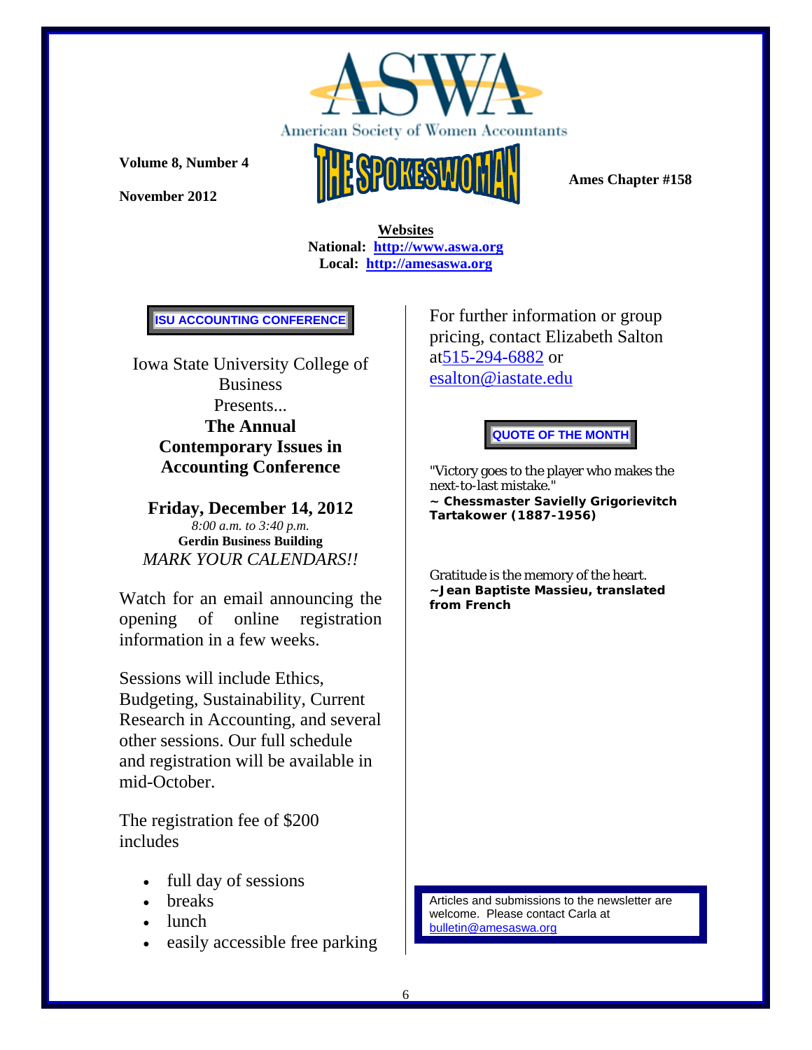# ASWA

American Society of Women Accountants

**Volume 8, Number 4**

**November 2012**

## THE SPOKESWOMAN

**Ames Chapter #158**

**Websites**
**National: http://www.aswa.org**
**Local: http://amesaswa.org**

### ISU ACCOUNTING CONFERENCE

Iowa State University College of Business
Presents...
**The Annual Contemporary Issues in Accounting Conference**

**Friday, December 14, 2012**
*8:00 a.m. to 3:40 p.m.*
**Gerdin Business Building**
*MARK YOUR CALENDARS!!*

Watch for an email announcing the opening of online registration information in a few weeks.

Sessions will include Ethics, Budgeting, Sustainability, Current Research in Accounting, and several other sessions. Our full schedule and registration will be available in mid-October.

The registration fee of $200 includes

- full day of sessions
- breaks
- lunch
- easily accessible free parking

For further information or group pricing, contact Elizabeth Salton at515-294-6882 or esalton@iastate.edu

### QUOTE OF THE MONTH

"Victory goes to the player who makes the next-to-last mistake."
**~ Chessmaster Savielly Grigorievitch Tartakower (1887-1956)**

Gratitude is the memory of the heart.
**~Jean Baptiste Massieu, translated from French**

Articles and submissions to the newsletter are welcome. Please contact Carla at bulletin@amesaswa.org